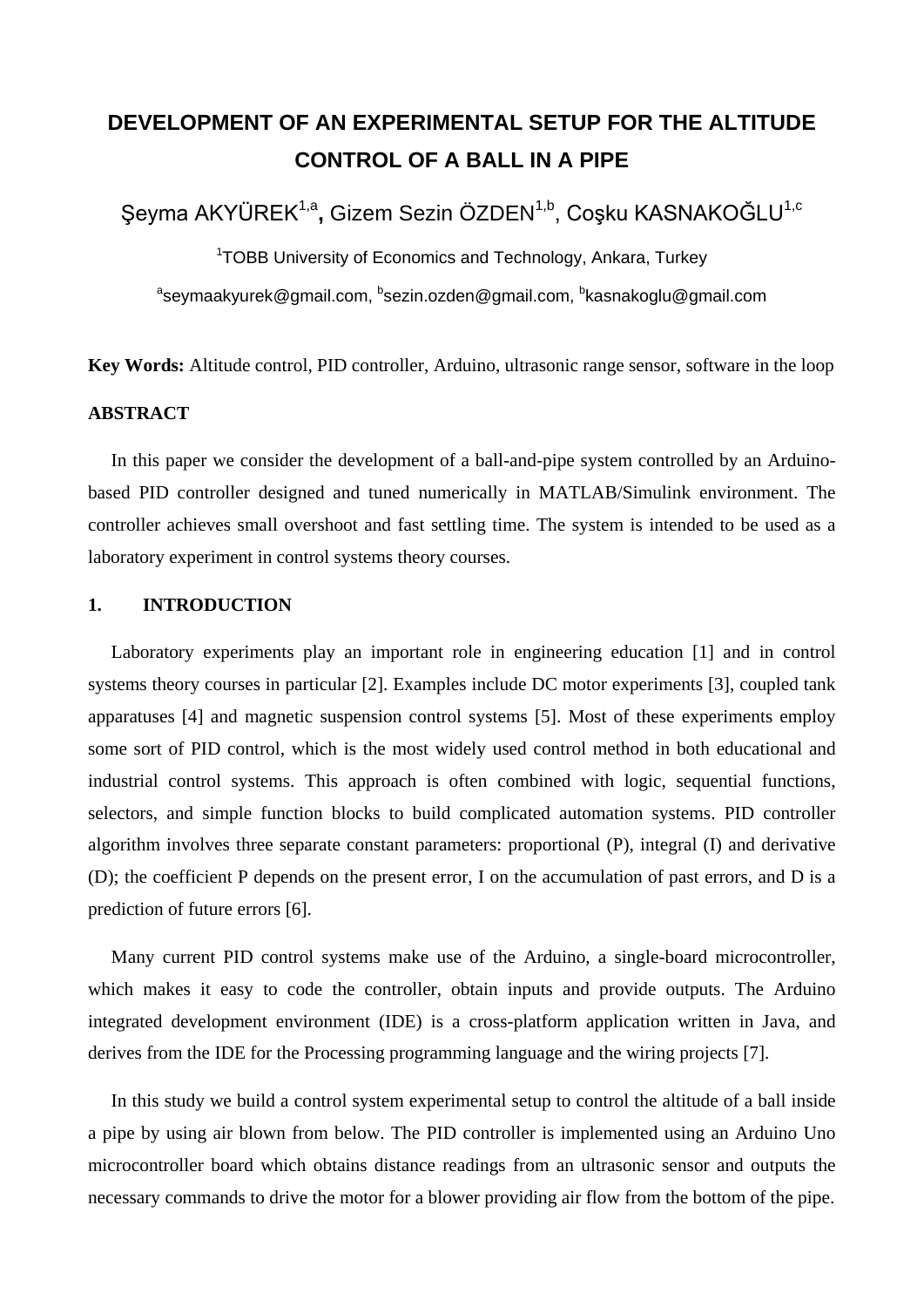# DEVELOPMENT OF AN EXPERIMENTAL SETUP FOR THE ALTITUDE CONTROL OF A BALL IN A PIPE

Şeyma AKYÜREK[1,a], Gizem Sezin ÖZDEN[1,b], Coşku KASNAKOĞLU[1,c]

[1]TOBB University of Economics and Technology, Ankara, Turkey

[a]seymaakyurek@gmail.com, [b]sezin.ozden@gmail.com, [b]kasnakoglu@gmail.com

**Key Words:** Altitude control, PID controller, Arduino, ultrasonic range sensor, software in the loop

## ABSTRACT

In this paper we consider the development of a ball-and-pipe system controlled by an Arduino-based PID controller designed and tuned numerically in MATLAB/Simulink environment. The controller achieves small overshoot and fast settling time. The system is intended to be used as a laboratory experiment in control systems theory courses.

## 1. INTRODUCTION

Laboratory experiments play an important role in engineering education [1] and in control systems theory courses in particular [2]. Examples include DC motor experiments [3], coupled tank apparatuses [4] and magnetic suspension control systems [5]. Most of these experiments employ some sort of PID control, which is the most widely used control method in both educational and industrial control systems. This approach is often combined with logic, sequential functions, selectors, and simple function blocks to build complicated automation systems. PID controller algorithm involves three separate constant parameters: proportional (P), integral (I) and derivative (D); the coefficient P depends on the present error, I on the accumulation of past errors, and D is a prediction of future errors [6].

Many current PID control systems make use of the Arduino, a single-board microcontroller, which makes it easy to code the controller, obtain inputs and provide outputs. The Arduino integrated development environment (IDE) is a cross-platform application written in Java, and derives from the IDE for the Processing programming language and the wiring projects [7].

In this study we build a control system experimental setup to control the altitude of a ball inside a pipe by using air blown from below. The PID controller is implemented using an Arduino Uno microcontroller board which obtains distance readings from an ultrasonic sensor and outputs the necessary commands to drive the motor for a blower providing air flow from the bottom of the pipe.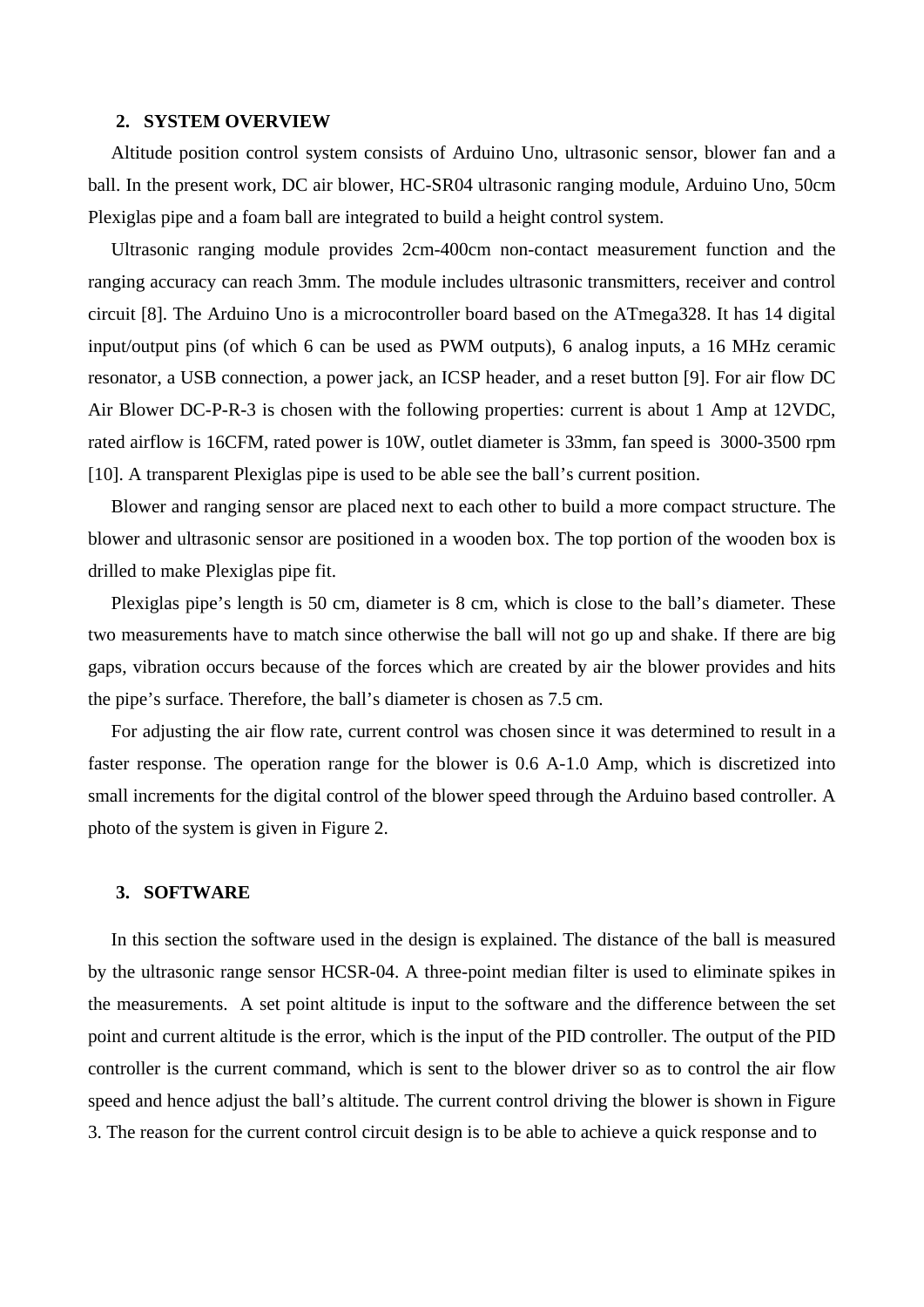## 2. SYSTEM OVERVIEW

Altitude position control system consists of Arduino Uno, ultrasonic sensor, blower fan and a ball. In the present work, DC air blower, HC-SR04 ultrasonic ranging module, Arduino Uno, 50cm Plexiglas pipe and a foam ball are integrated to build a height control system.

Ultrasonic ranging module provides 2cm-400cm non-contact measurement function and the ranging accuracy can reach 3mm. The module includes ultrasonic transmitters, receiver and control circuit [8]. The Arduino Uno is a microcontroller board based on the ATmega328. It has 14 digital input/output pins (of which 6 can be used as PWM outputs), 6 analog inputs, a 16 MHz ceramic resonator, a USB connection, a power jack, an ICSP header, and a reset button [9]. For air flow DC Air Blower DC-P-R-3 is chosen with the following properties: current is about 1 Amp at 12VDC, rated airflow is 16CFM, rated power is 10W, outlet diameter is 33mm, fan speed is 3000-3500 rpm [10]. A transparent Plexiglas pipe is used to be able see the ball's current position.

Blower and ranging sensor are placed next to each other to build a more compact structure. The blower and ultrasonic sensor are positioned in a wooden box. The top portion of the wooden box is drilled to make Plexiglas pipe fit.

Plexiglas pipe's length is 50 cm, diameter is 8 cm, which is close to the ball's diameter. These two measurements have to match since otherwise the ball will not go up and shake. If there are big gaps, vibration occurs because of the forces which are created by air the blower provides and hits the pipe's surface. Therefore, the ball's diameter is chosen as 7.5 cm.

For adjusting the air flow rate, current control was chosen since it was determined to result in a faster response. The operation range for the blower is 0.6 A-1.0 Amp, which is discretized into small increments for the digital control of the blower speed through the Arduino based controller. A photo of the system is given in Figure 2.

## 3. SOFTWARE

In this section the software used in the design is explained. The distance of the ball is measured by the ultrasonic range sensor HCSR-04. A three-point median filter is used to eliminate spikes in the measurements. A set point altitude is input to the software and the difference between the set point and current altitude is the error, which is the input of the PID controller. The output of the PID controller is the current command, which is sent to the blower driver so as to control the air flow speed and hence adjust the ball's altitude. The current control driving the blower is shown in Figure 3. The reason for the current control circuit design is to be able to achieve a quick response and to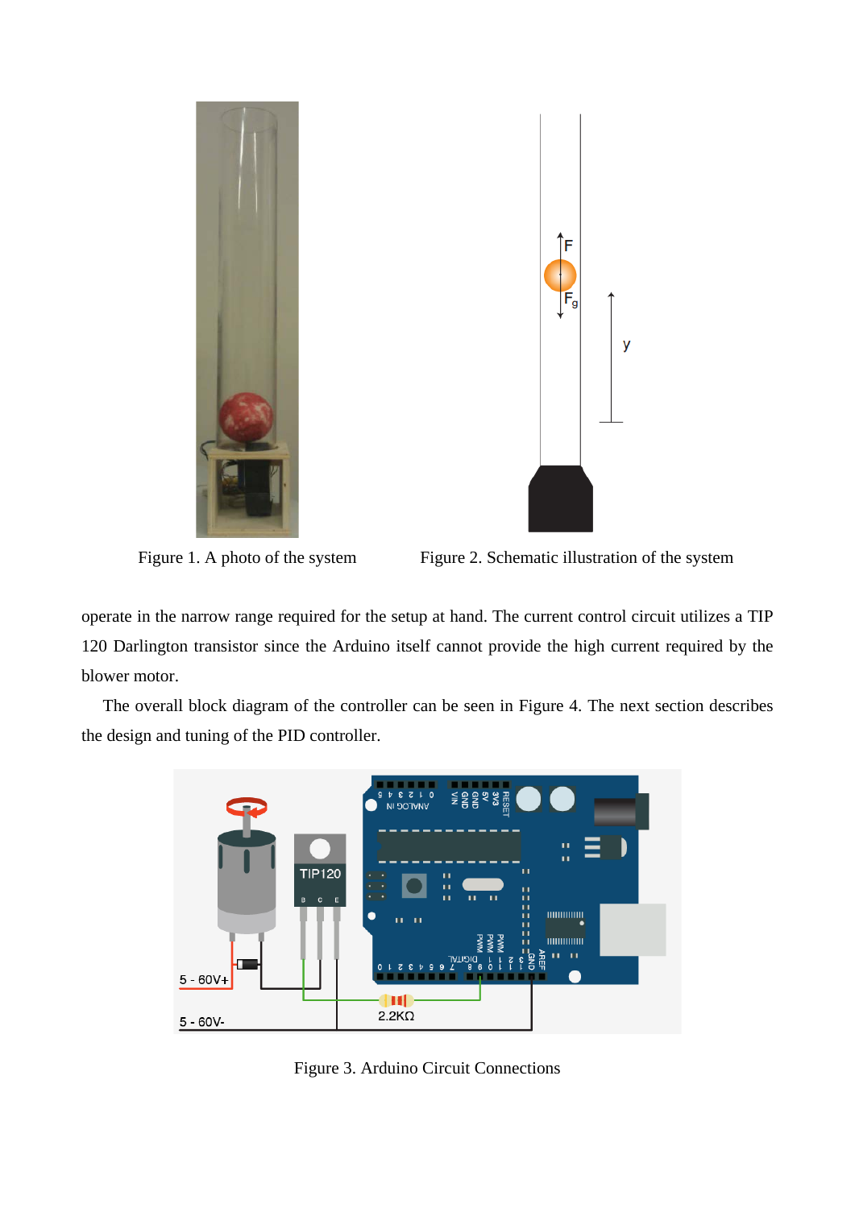Figure 1. A photo of the system

Figure 2. Schematic illustration of the system

operate in the narrow range required for the setup at hand. The current control circuit utilizes a TIP 120 Darlington transistor since the Arduino itself cannot provide the high current required by the blower motor.

The overall block diagram of the controller can be seen in Figure 4. The next section describes the design and tuning of the PID controller.

Figure 3. Arduino Circuit Connections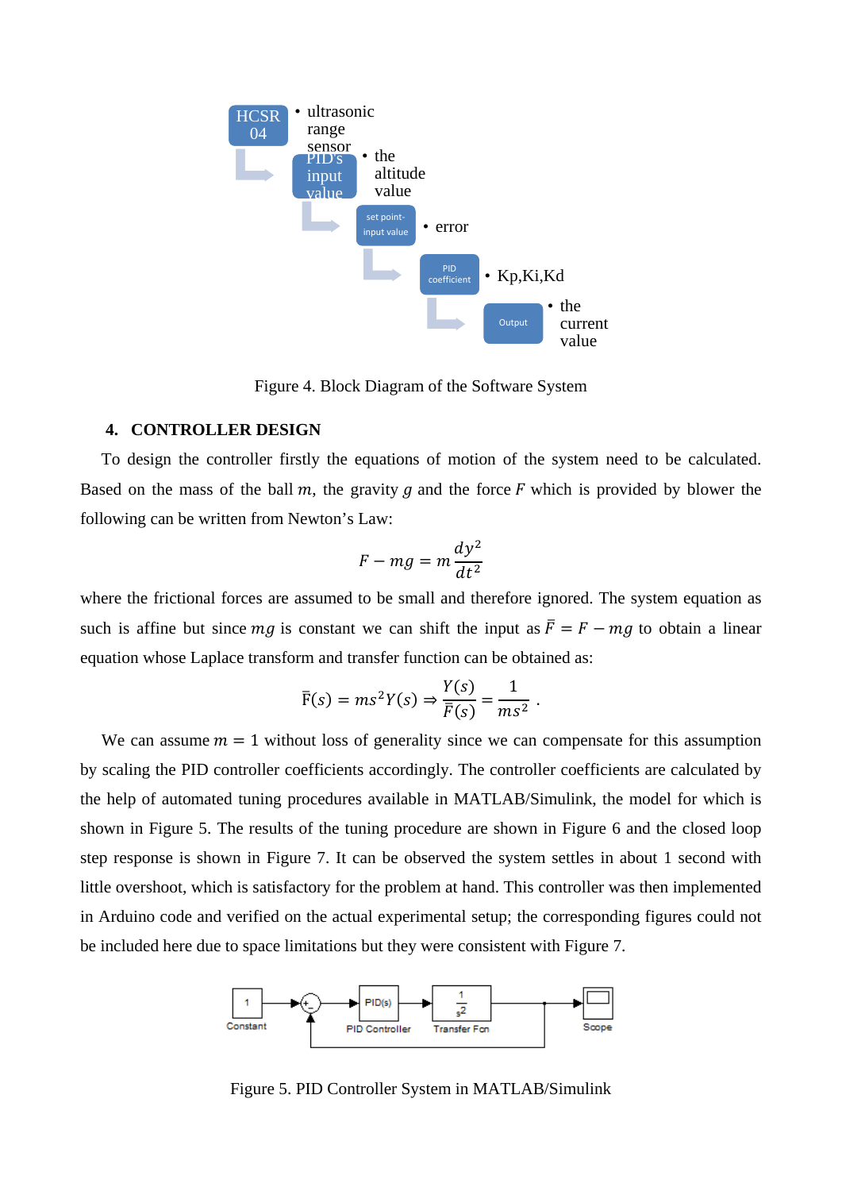Figure 4. Block Diagram of the Software System

## 4. CONTROLLER DESIGN

To design the controller firstly the equations of motion of the system need to be calculated. Based on the mass of the ball $m$, the gravity $g$ and the force $F$ which is provided by blower the following can be written from Newton's Law:

$$F - mg = m\frac{dy^2}{dt^2}$$

where the frictional forces are assumed to be small and therefore ignored. The system equation as such is affine but since $mg$ is constant we can shift the input as $\bar{F} = F - mg$ to obtain a linear equation whose Laplace transform and transfer function can be obtained as:

$$\bar{F}(s) = ms^2Y(s) \Rightarrow \frac{Y(s)}{\bar{F}(s)} = \frac{1}{ms^2}.$$

We can assume $m = 1$ without loss of generality since we can compensate for this assumption by scaling the PID controller coefficients accordingly. The controller coefficients are calculated by the help of automated tuning procedures available in MATLAB/Simulink, the model for which is shown in Figure 5. The results of the tuning procedure are shown in Figure 6 and the closed loop step response is shown in Figure 7. It can be observed the system settles in about 1 second with little overshoot, which is satisfactory for the problem at hand. This controller was then implemented in Arduino code and verified on the actual experimental setup; the corresponding figures could not be included here due to space limitations but they were consistent with Figure 7.

Figure 5. PID Controller System in MATLAB/Simulink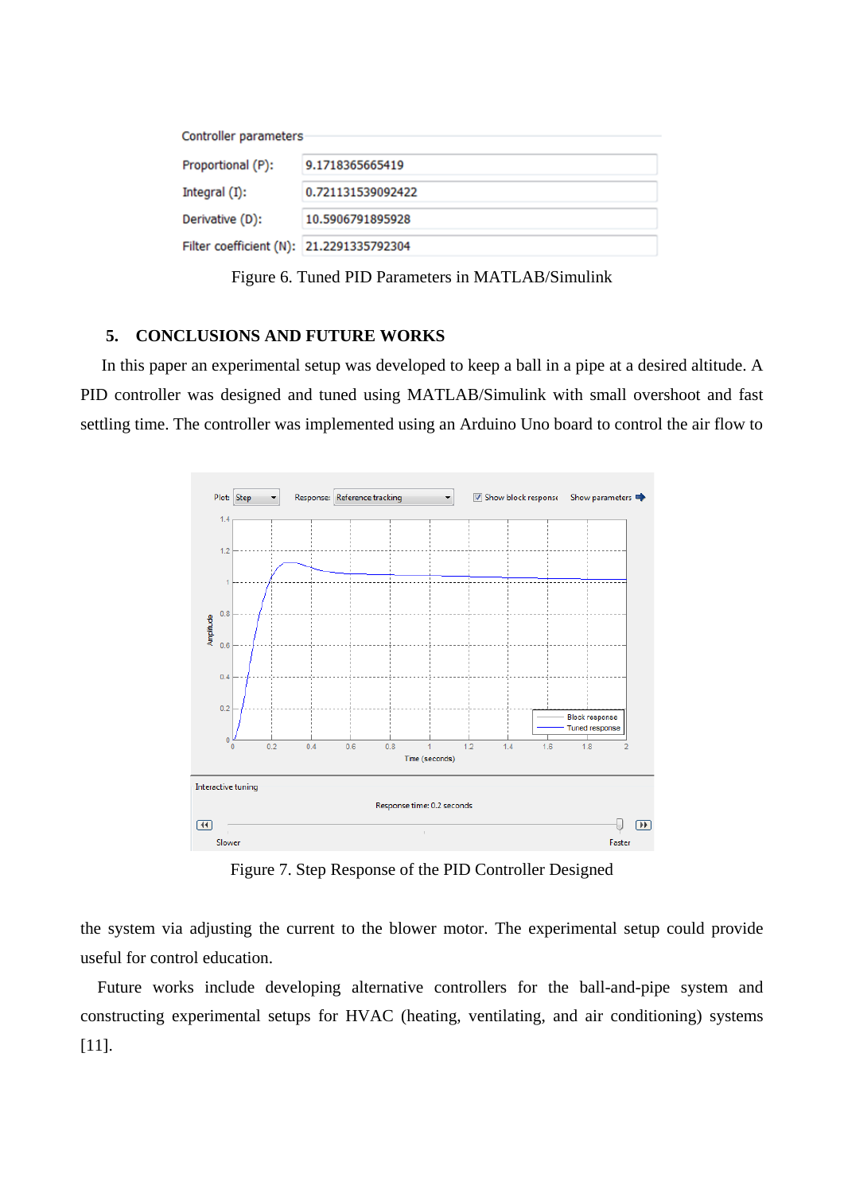Controller parameters

| Parameter | Value |
|---|---|
| Proportional (P): | 9.1718365665419 |
| Integral (I): | 0.721131539092422 |
| Derivative (D): | 10.5906791895928 |
| Filter coefficient (N): | 21.2291335792304 |

Figure 6. Tuned PID Parameters in MATLAB/Simulink

## 5. CONCLUSIONS AND FUTURE WORKS

In this paper an experimental setup was developed to keep a ball in a pipe at a desired altitude. A PID controller was designed and tuned using MATLAB/Simulink with small overshoot and fast settling time. The controller was implemented using an Arduino Uno board to control the air flow to the system via adjusting the current to the blower motor. The experimental setup could provide useful for control education.

Figure 7. Step Response of the PID Controller Designed

Future works include developing alternative controllers for the ball-and-pipe system and constructing experimental setups for HVAC (heating, ventilating, and air conditioning) systems [11].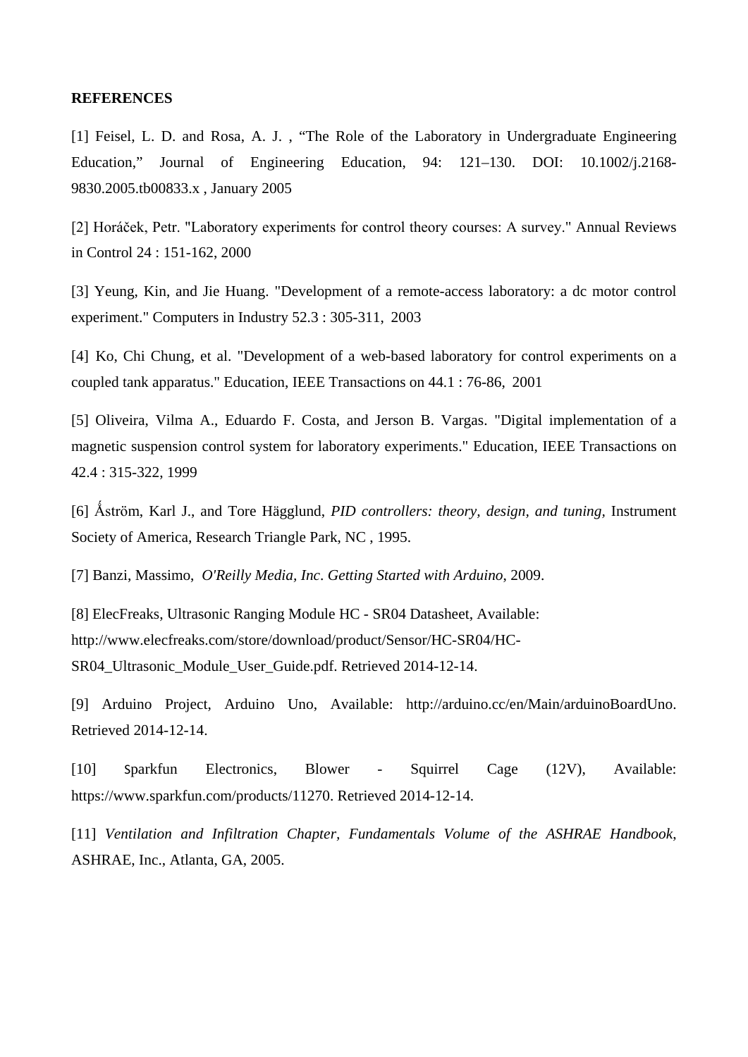**REFERENCES**

[1] Feisel, L. D. and Rosa, A. J. , “The Role of the Laboratory in Undergraduate Engineering Education,” Journal of Engineering Education, 94: 121–130. DOI: 10.1002/j.2168-9830.2005.tb00833.x , January 2005

[2] Horáček, Petr. "Laboratory experiments for control theory courses: A survey." Annual Reviews in Control 24 : 151-162, 2000

[3] Yeung, Kin, and Jie Huang. "Development of a remote-access laboratory: a dc motor control experiment." Computers in Industry 52.3 : 305-311, 2003

[4] Ko, Chi Chung, et al. "Development of a web-based laboratory for control experiments on a coupled tank apparatus." Education, IEEE Transactions on 44.1 : 76-86, 2001

[5] Oliveira, Vilma A., Eduardo F. Costa, and Jerson B. Vargas. "Digital implementation of a magnetic suspension control system for laboratory experiments." Education, IEEE Transactions on 42.4 : 315-322, 1999

[6] Ǻström, Karl J., and Tore Hägglund, *PID controllers: theory, design, and tuning*, Instrument Society of America, Research Triangle Park, NC , 1995.

[7] Banzi, Massimo, *O'Reilly Media, Inc*. *Getting Started with Arduino*, 2009.

[8] ElecFreaks, Ultrasonic Ranging Module HC - SR04 Datasheet, Available: http://www.elecfreaks.com/store/download/product/Sensor/HC-SR04/HC-SR04_Ultrasonic_Module_User_Guide.pdf. Retrieved 2014-12-14.

[9] Arduino Project, Arduino Uno, Available: http://arduino.cc/en/Main/arduinoBoardUno. Retrieved 2014-12-14.

[10] Sparkfun Electronics, Blower - Squirrel Cage (12V), Available: https://www.sparkfun.com/products/11270. Retrieved 2014-12-14.

[11] *Ventilation and Infiltration Chapter, Fundamentals Volume of the ASHRAE Handbook*, ASHRAE, Inc., Atlanta, GA, 2005.